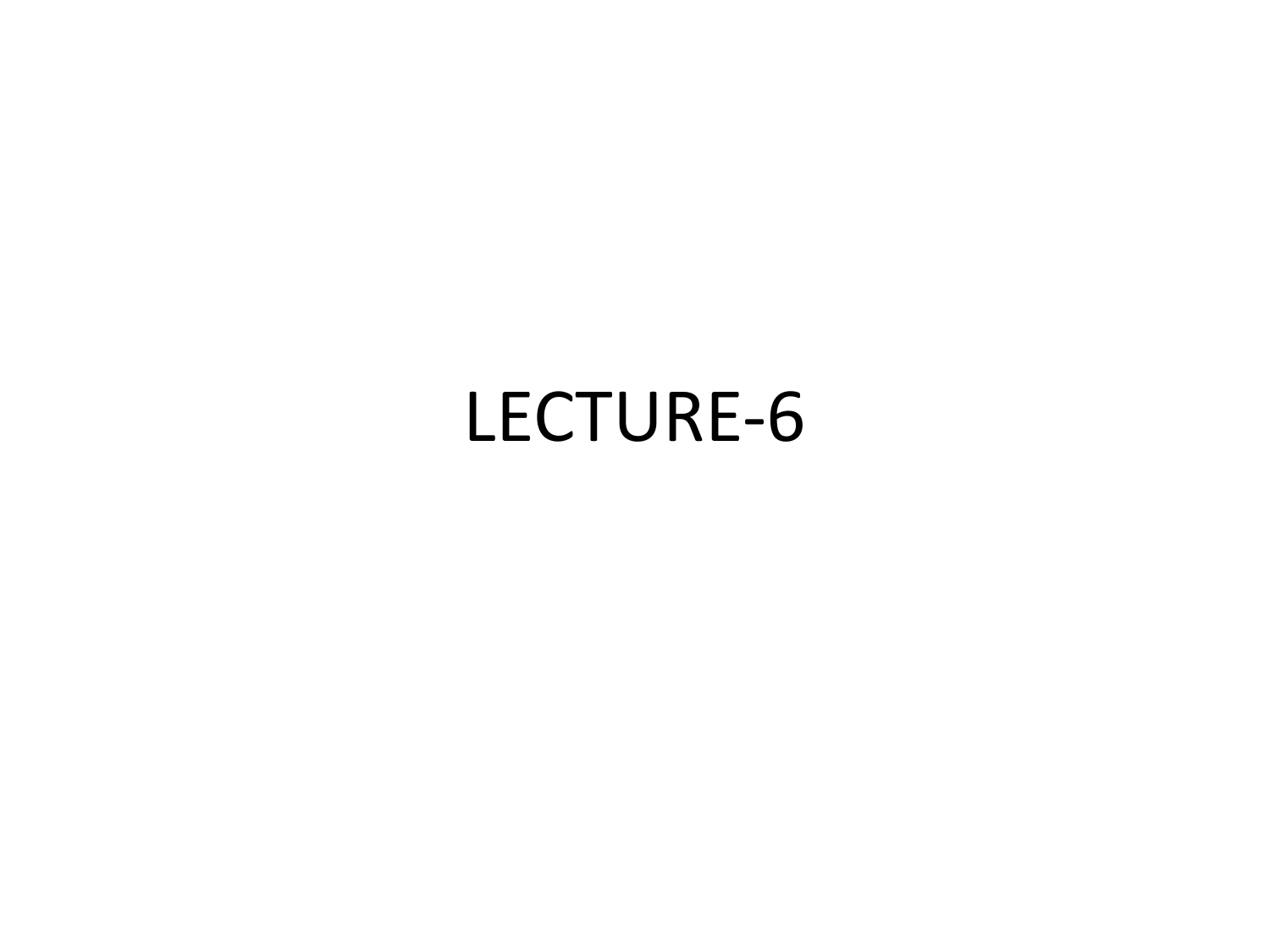# LECTURE-6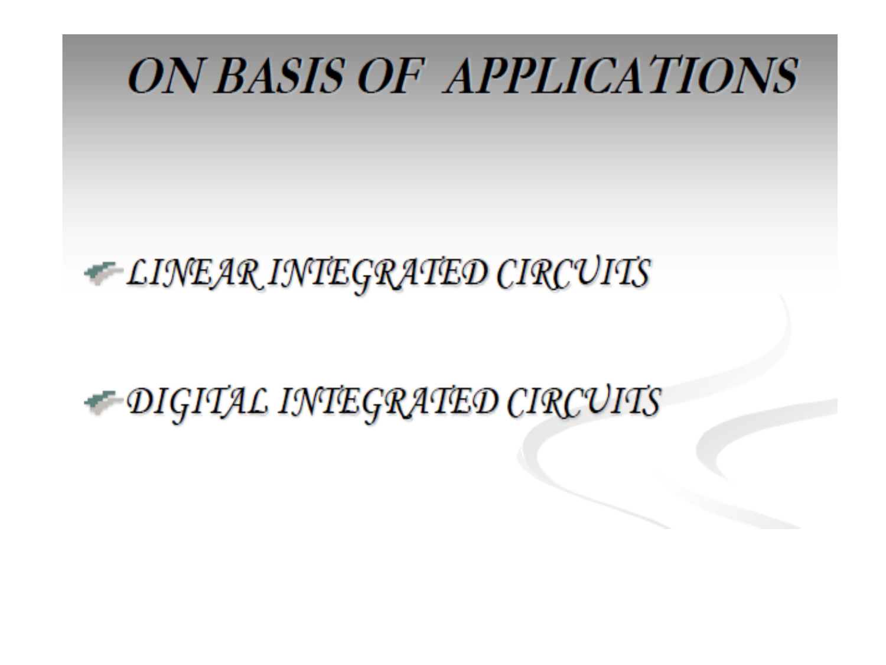# ON BASIS OF APPLICATIONS

- *LINEAR INTEGRATED CIRCUITS*
- *DIGITAL INTEGRATED CIRCUITS*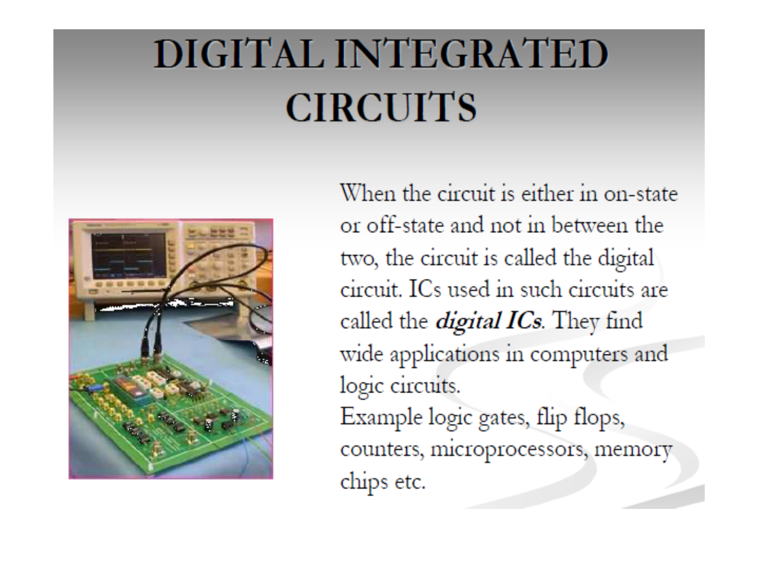# DIGITAL INTEGRATED CIRCUITS

When the circuit is either in on-state or off-state and not in between the two, the circuit is called the digital circuit. ICs used in such circuits are called the ***digital ICs***. They find wide applications in computers and logic circuits.

Example logic gates, flip flops, counters, microprocessors, memory chips etc.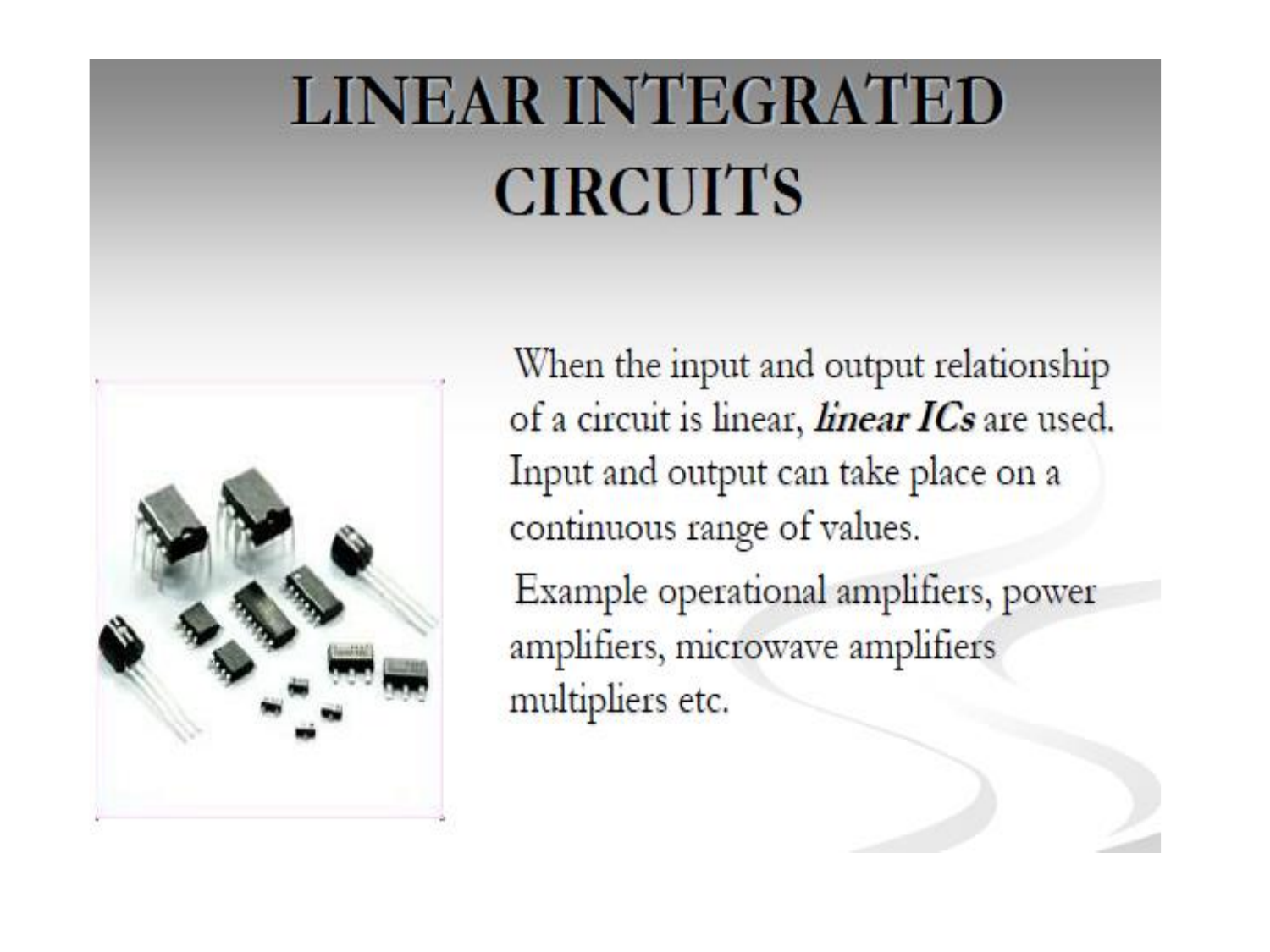# LINEAR INTEGRATED CIRCUITS

When the input and output relationship of a circuit is linear, ***linear ICs*** are used. Input and output can take place on a continuous range of values.

Example operational amplifiers, power amplifiers, microwave amplifiers multipliers etc.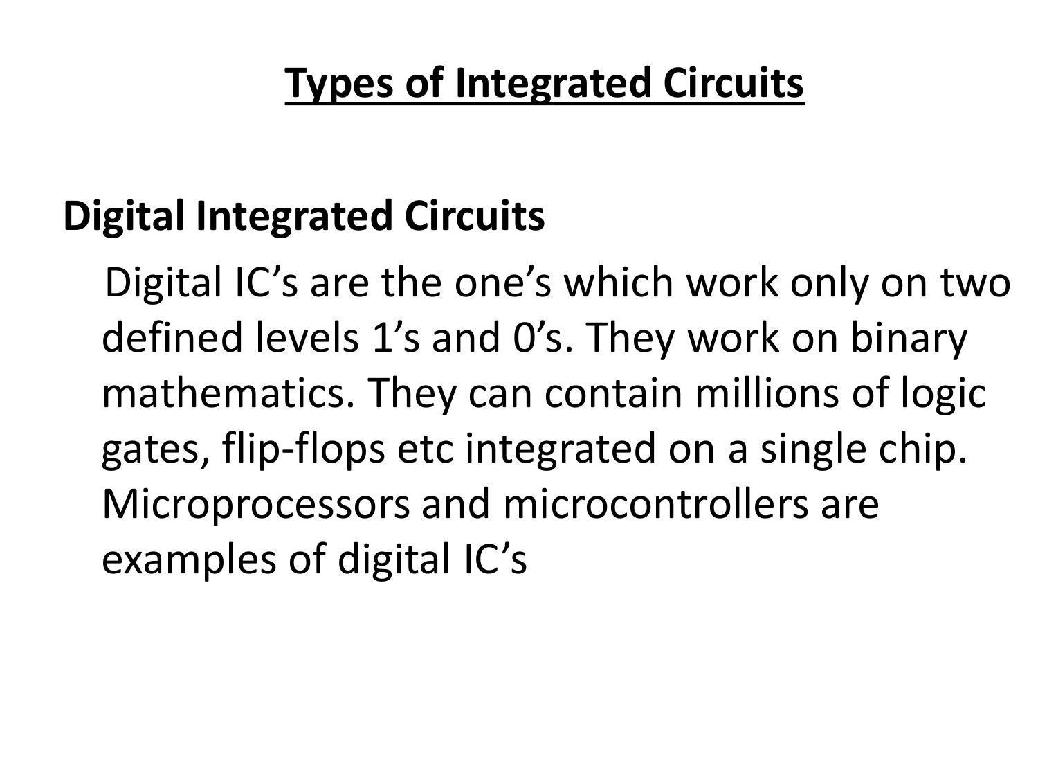# Types of Integrated Circuits

## Digital Integrated Circuits

Digital IC’s are the one’s which work only on two defined levels 1’s and 0’s. They work on binary mathematics. They can contain millions of logic gates, flip-flops etc integrated on a single chip. Microprocessors and microcontrollers are examples of digital IC’s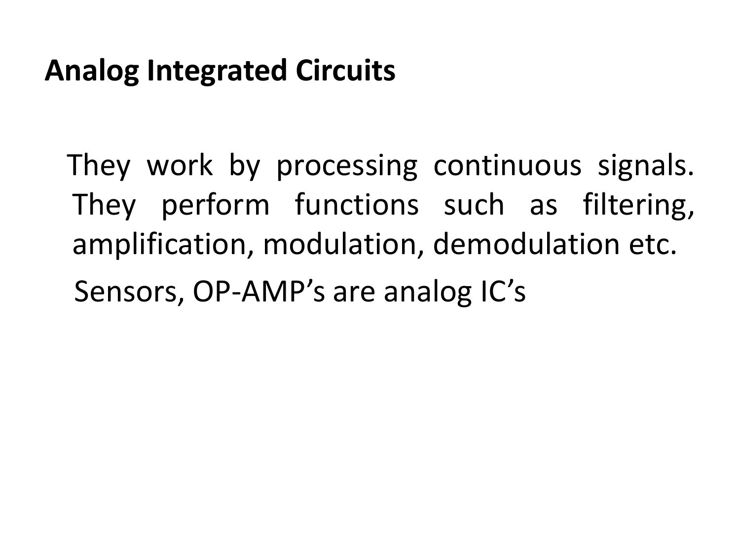# Analog Integrated Circuits

They work by processing continuous signals. They perform functions such as filtering, amplification, modulation, demodulation etc.

Sensors, OP-AMP’s are analog IC’s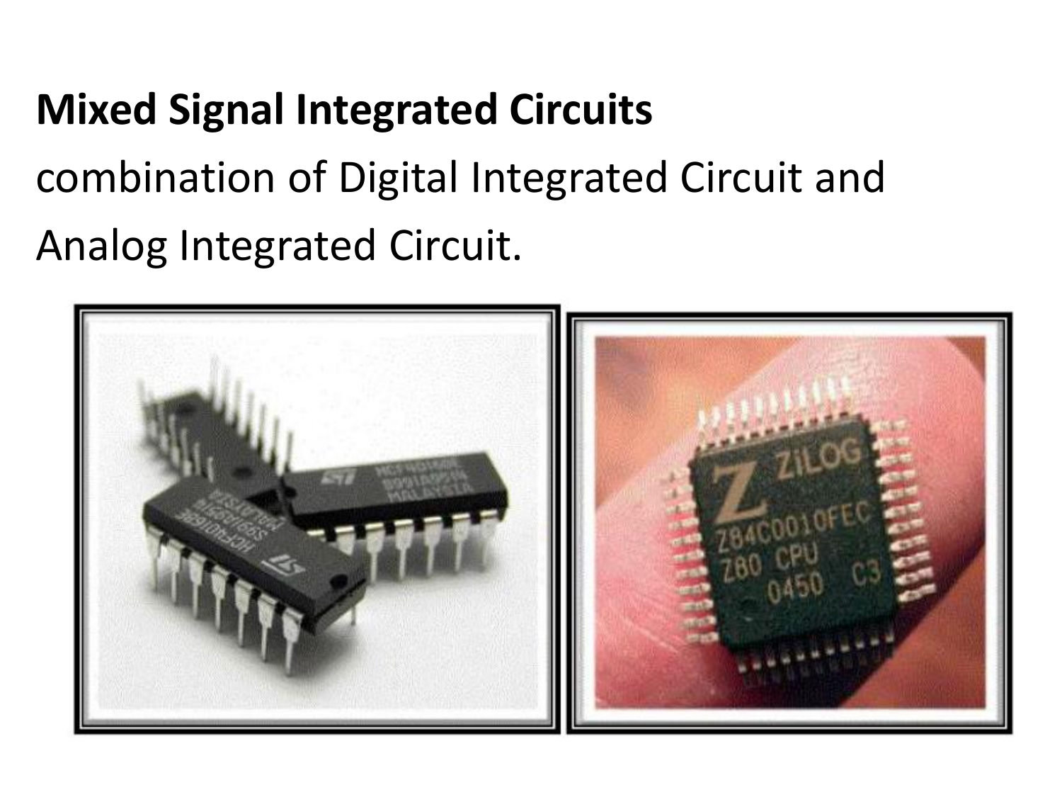**Mixed Signal Integrated Circuits**

combination of Digital Integrated Circuit and Analog Integrated Circuit.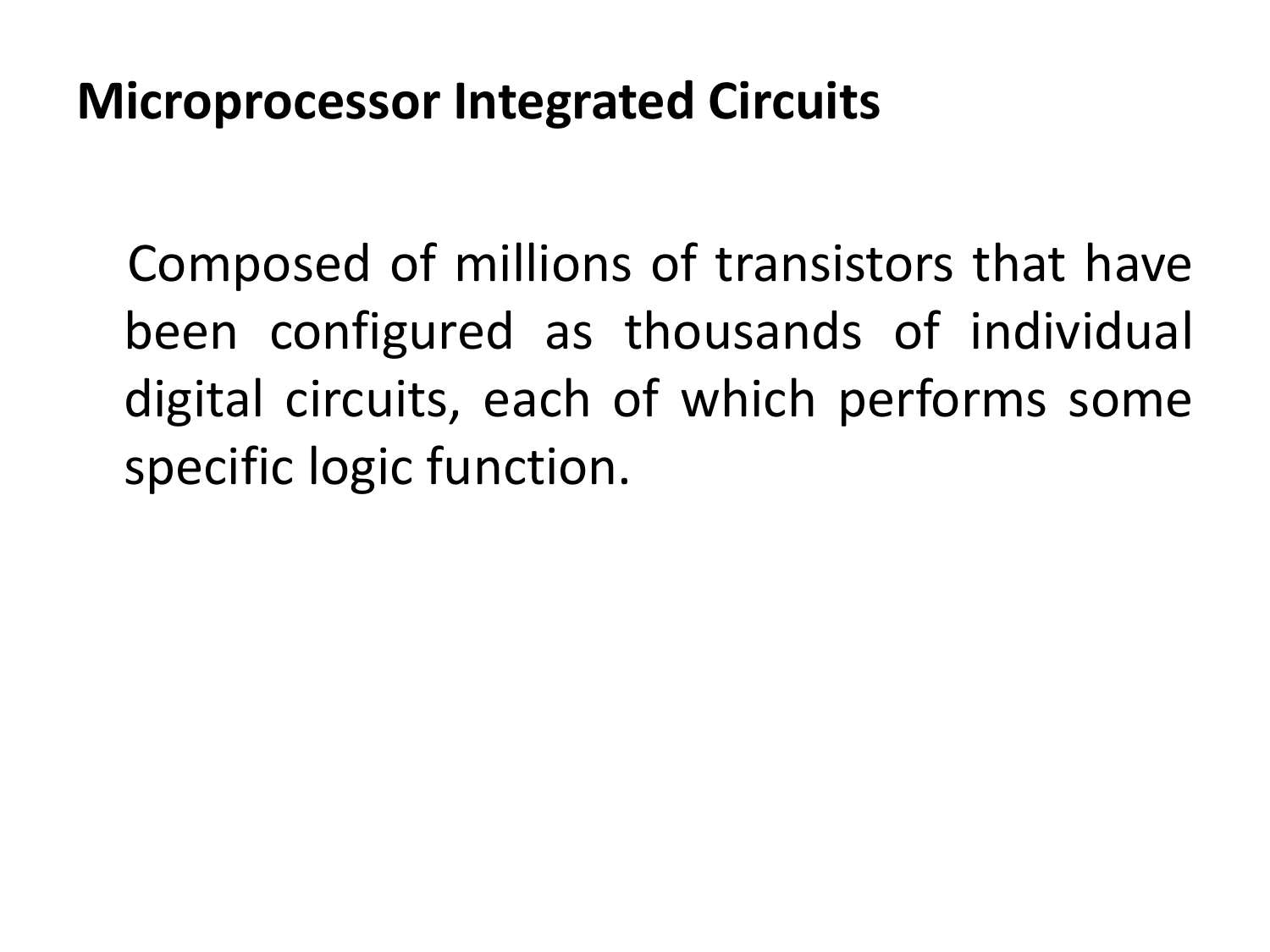## Microprocessor Integrated Circuits

Composed of millions of transistors that have been configured as thousands of individual digital circuits, each of which performs some specific logic function.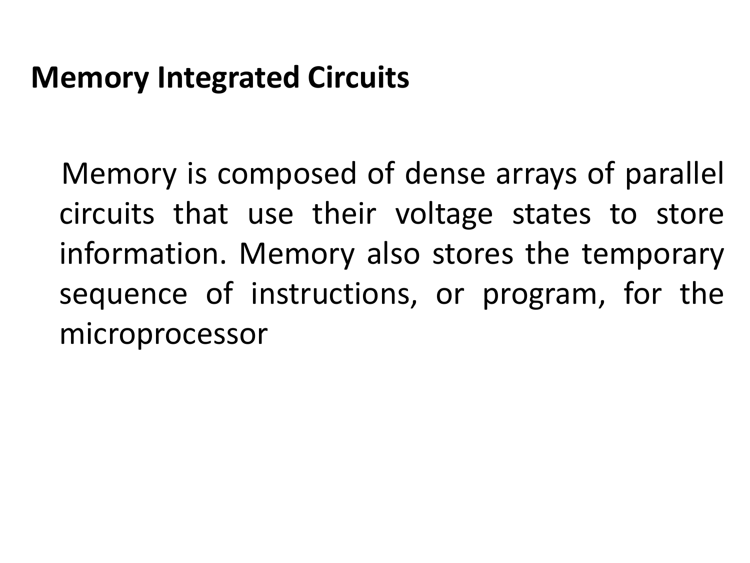## Memory Integrated Circuits

Memory is composed of dense arrays of parallel circuits that use their voltage states to store information. Memory also stores the temporary sequence of instructions, or program, for the microprocessor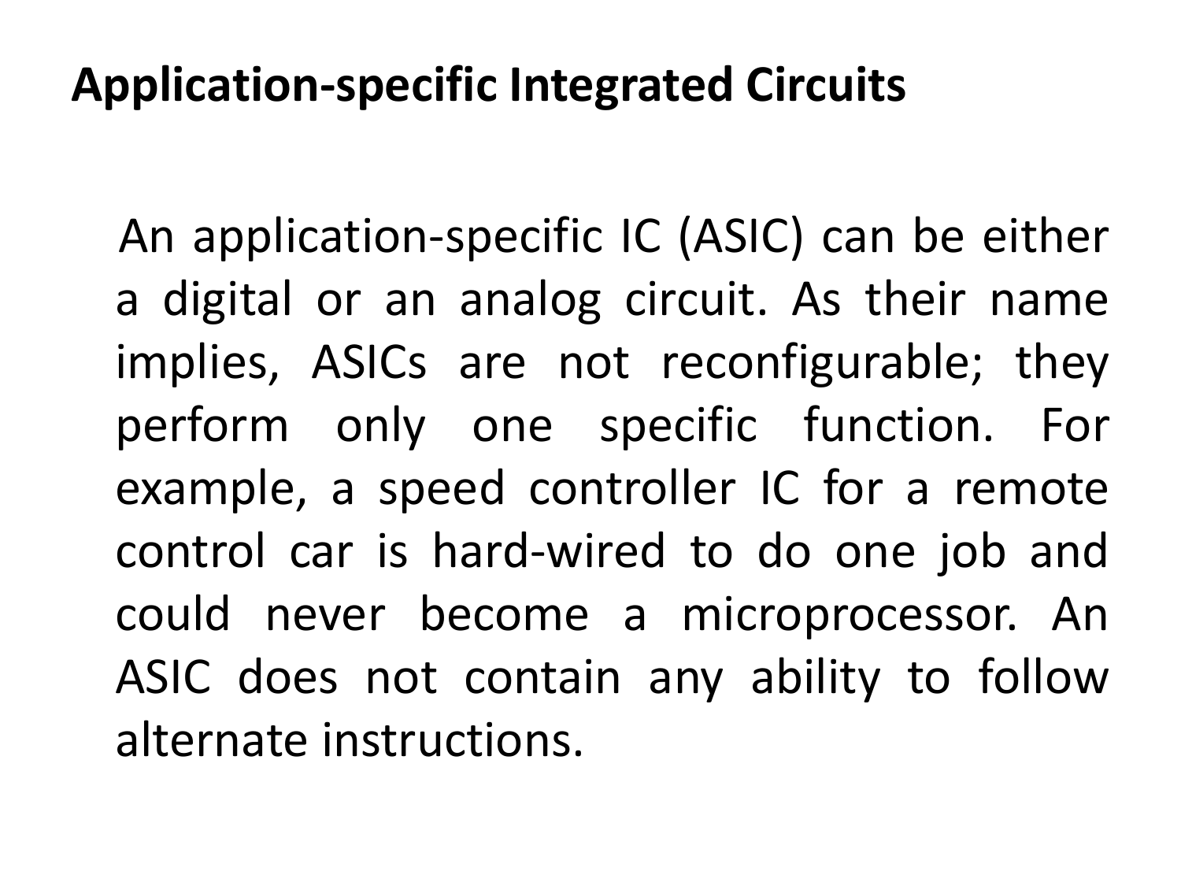## Application-specific Integrated Circuits

An application-specific IC (ASIC) can be either a digital or an analog circuit. As their name implies, ASICs are not reconfigurable; they perform only one specific function. For example, a speed controller IC for a remote control car is hard-wired to do one job and could never become a microprocessor. An ASIC does not contain any ability to follow alternate instructions.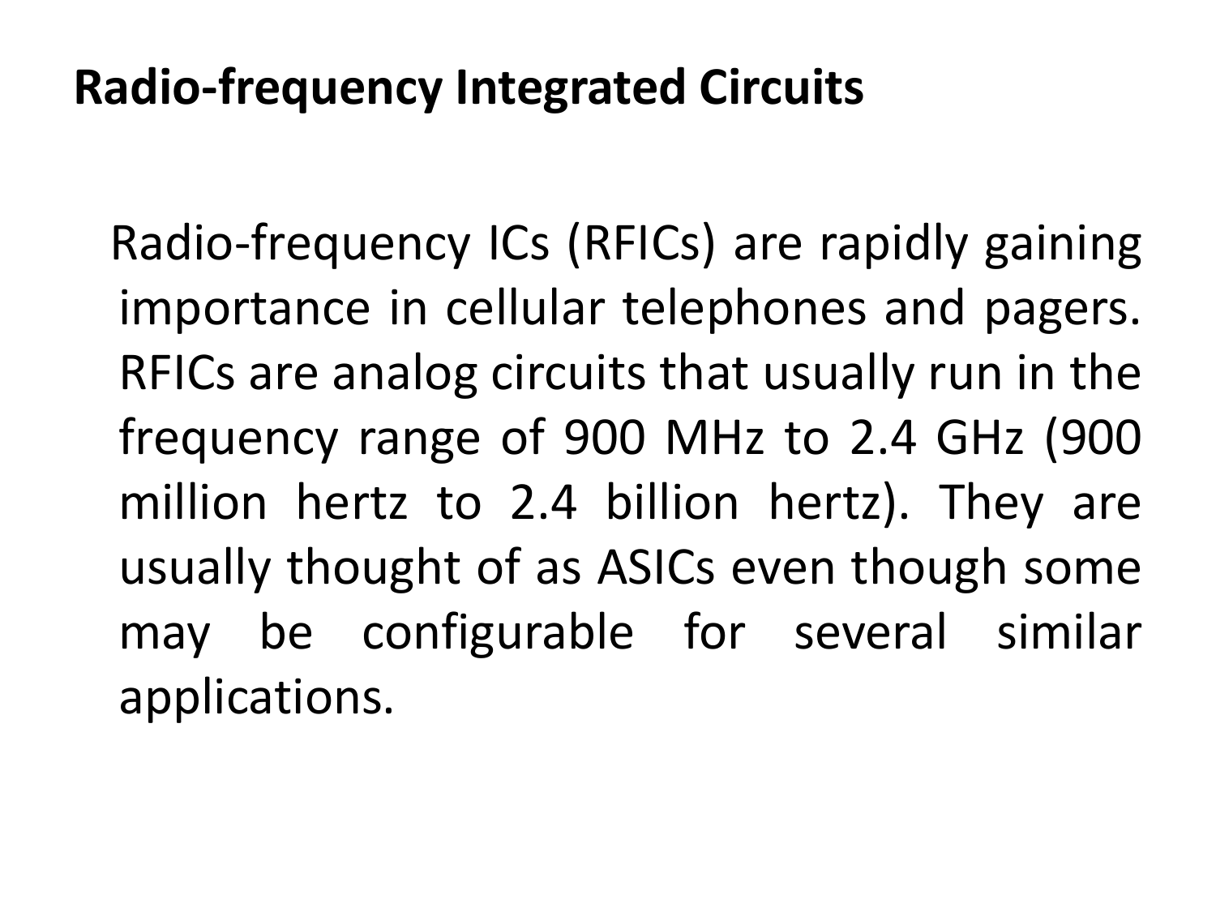# Radio-frequency Integrated Circuits

Radio-frequency ICs (RFICs) are rapidly gaining importance in cellular telephones and pagers. RFICs are analog circuits that usually run in the frequency range of 900 MHz to 2.4 GHz (900 million hertz to 2.4 billion hertz). They are usually thought of as ASICs even though some may be configurable for several similar applications.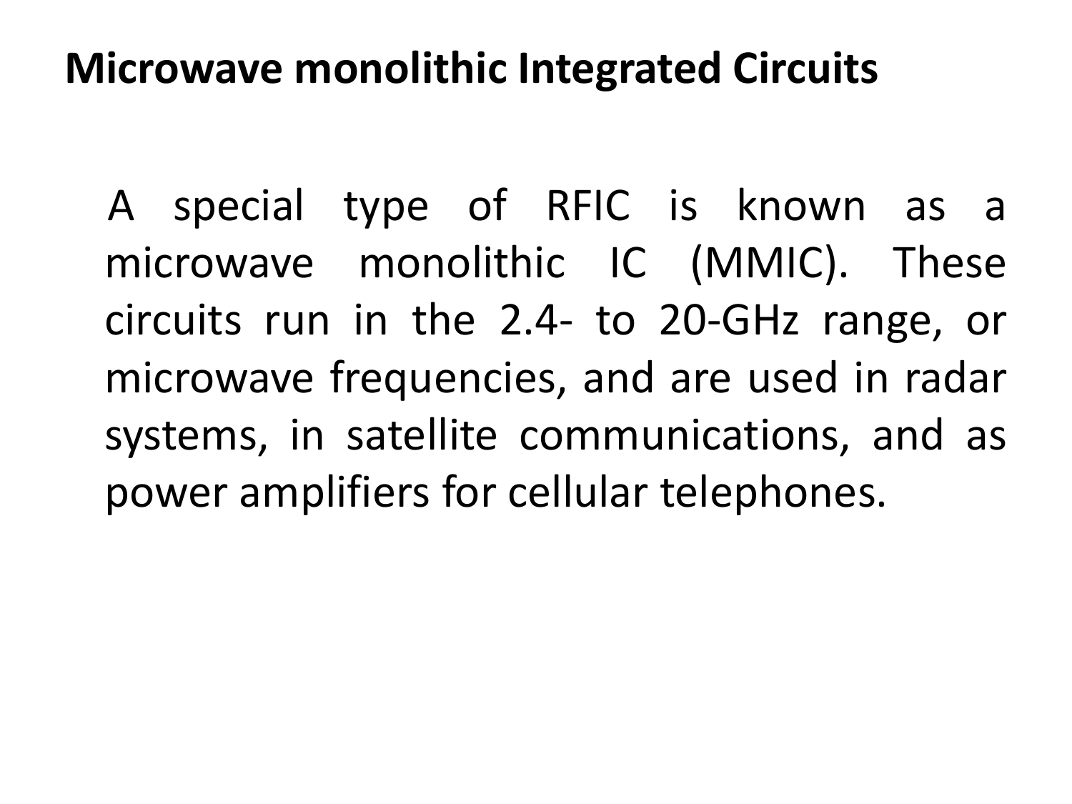# Microwave monolithic Integrated Circuits

A special type of RFIC is known as a microwave monolithic IC (MMIC). These circuits run in the 2.4- to 20-GHz range, or microwave frequencies, and are used in radar systems, in satellite communications, and as power amplifiers for cellular telephones.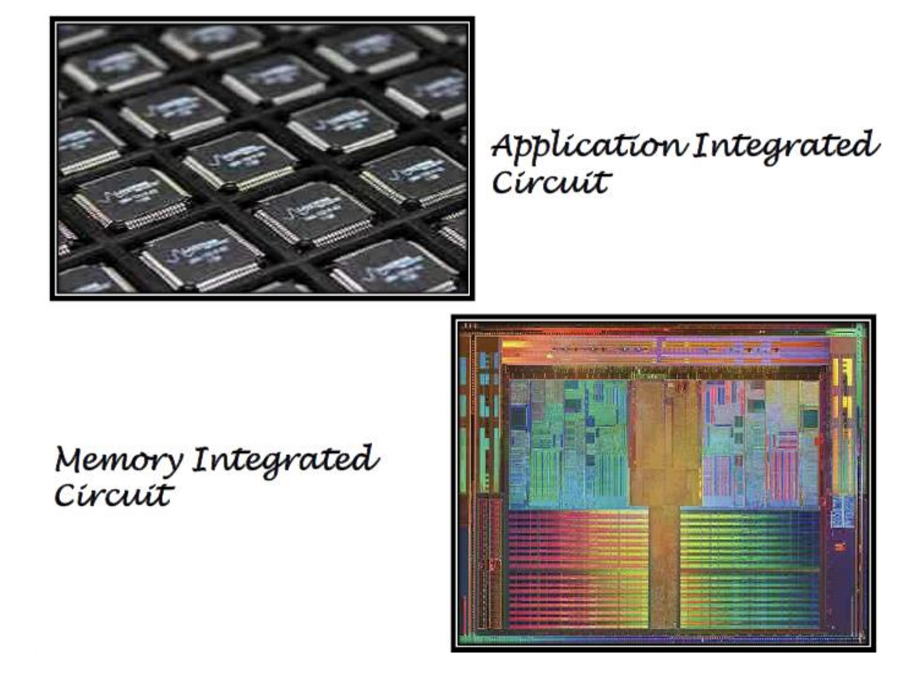Application Integrated Circuit

Memory Integrated Circuit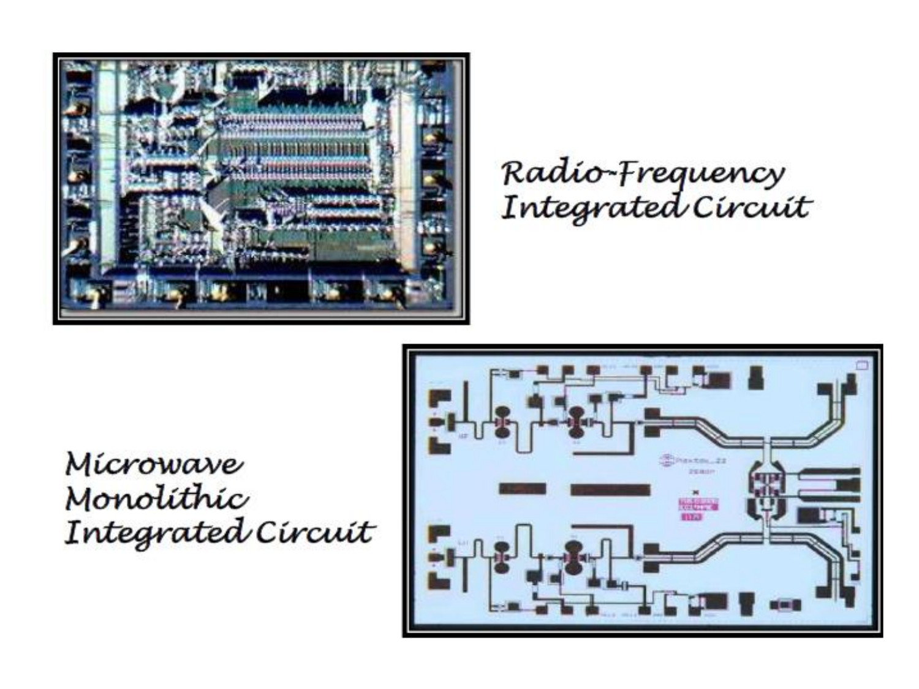Radio-Frequency Integrated Circuit

Microwave Monolithic Integrated Circuit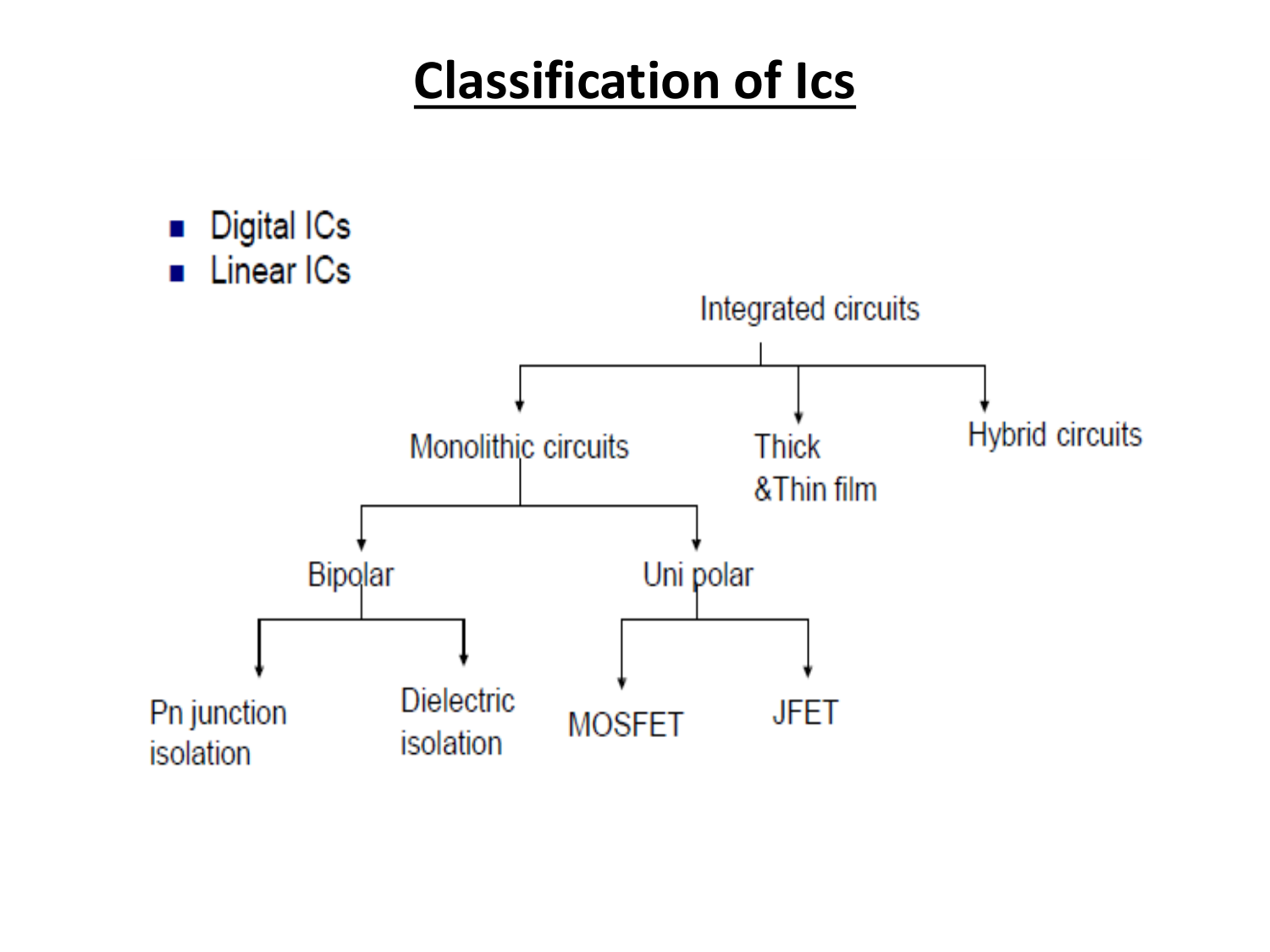# Classification of Ics

- Digital ICs
- Linear ICs

Integrated circuits

Monolithic circuits

Thick &Thin film

Hybrid circuits

Bipolar

Uni polar

Pn junction isolation

Dielectric isolation

MOSFET

JFET